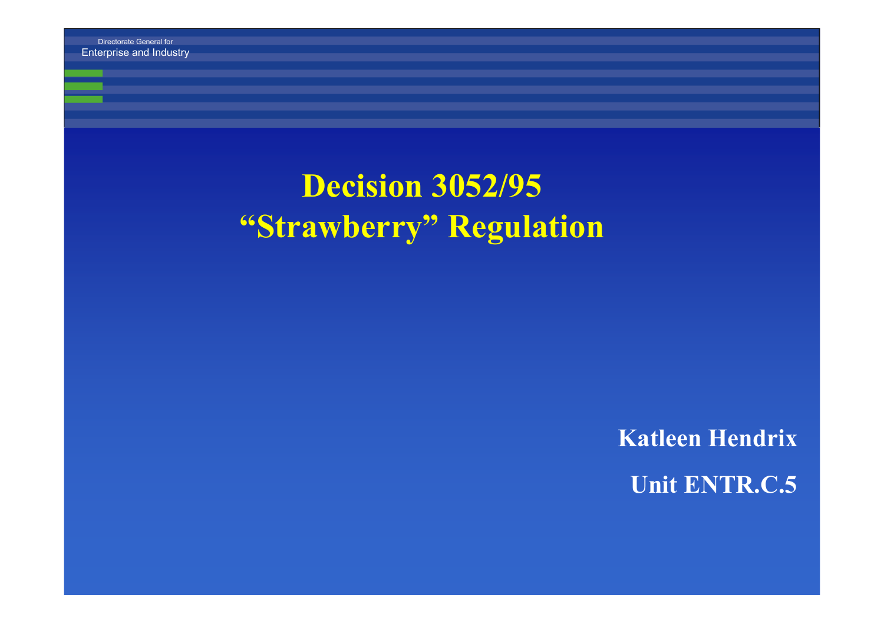Directorate General for
Enterprise and Industry

# Decision 3052/95
# "Strawberry" Regulation

**Katleen Hendrix**

**Unit ENTR.C.5**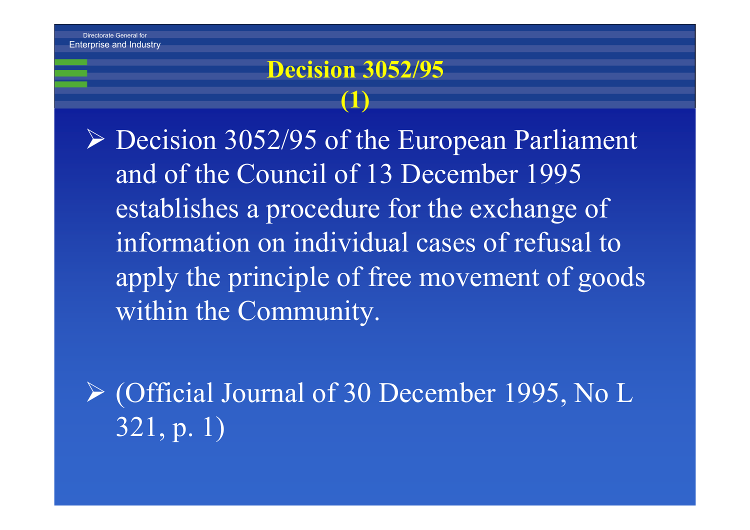# Decision 3052/95 (1)

- Decision 3052/95 of the European Parliament and of the Council of 13 December 1995 establishes a procedure for the exchange of information on individual cases of refusal to apply the principle of free movement of goods within the Community.

- (Official Journal of 30 December 1995, No L 321, p. 1)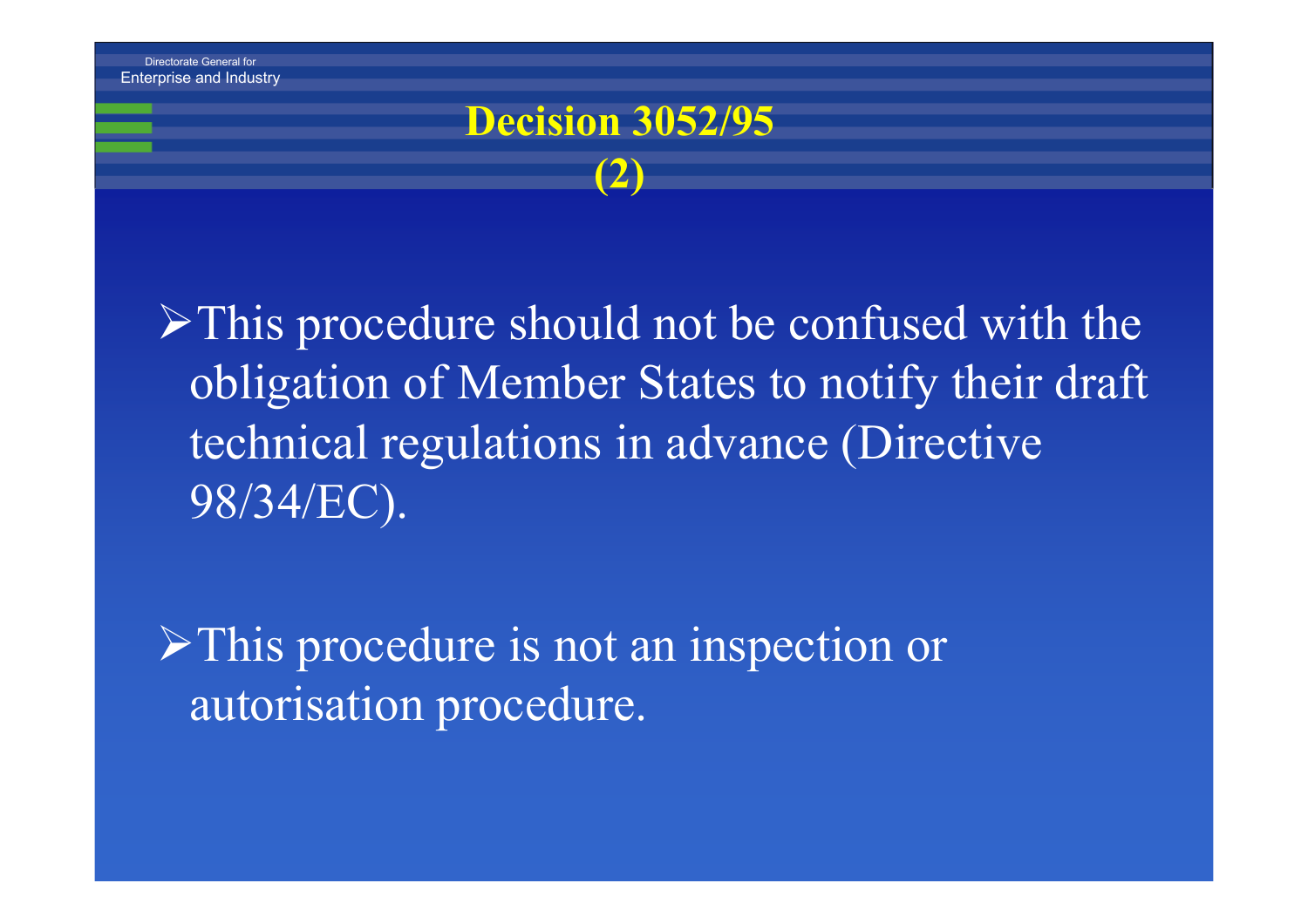# Decision 3052/95 (2)

- This procedure should not be confused with the obligation of Member States to notify their draft technical regulations in advance (Directive 98/34/EC).

- This procedure is not an inspection or autorisation procedure.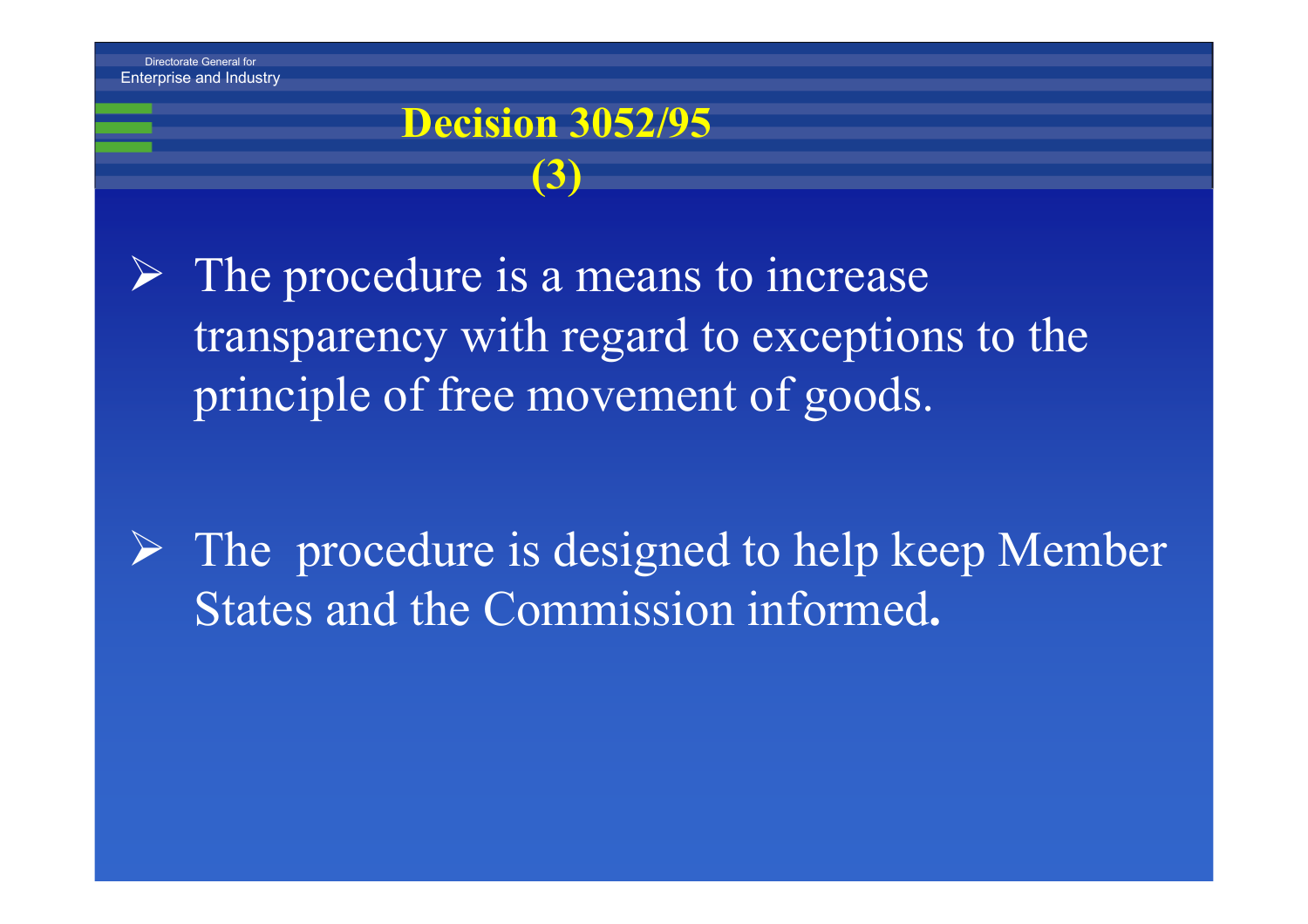# Decision 3052/95 (3)

- The procedure is a means to increase transparency with regard to exceptions to the principle of free movement of goods.

- The procedure is designed to help keep Member States and the Commission informed.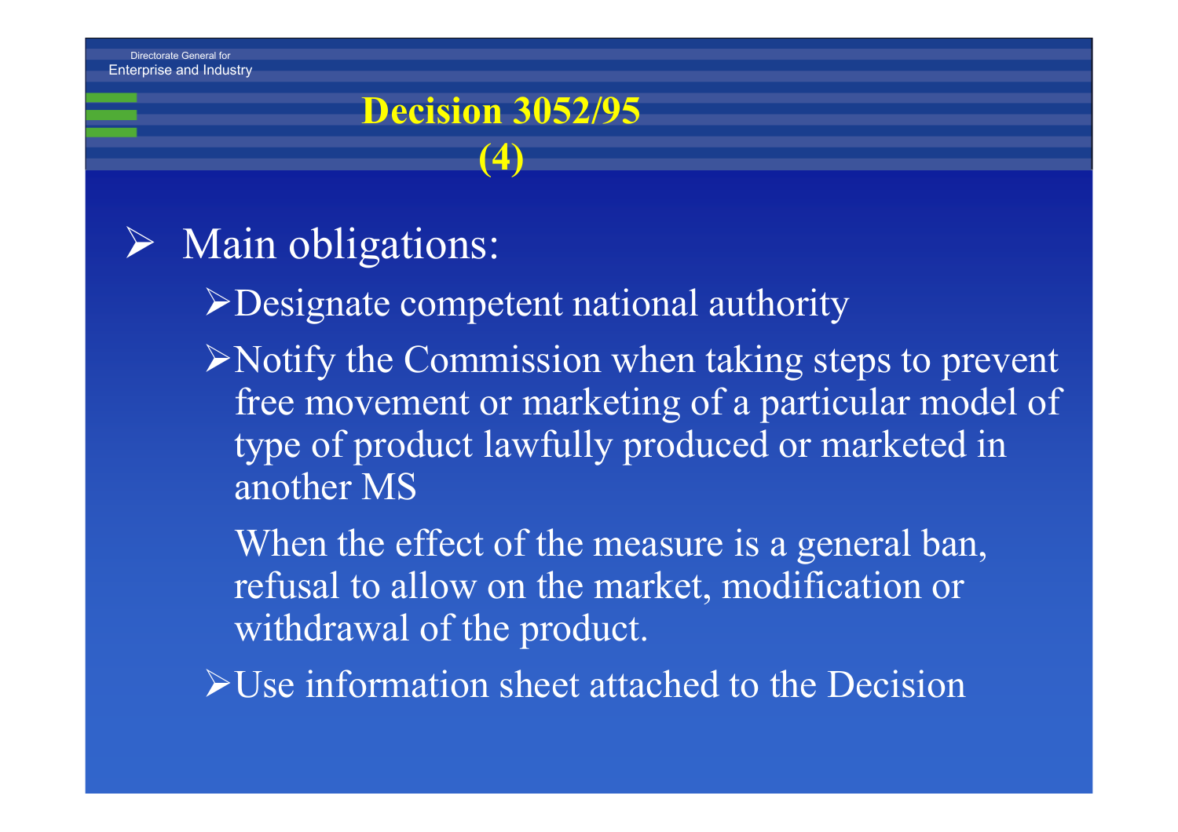# Decision 3052/95 (4)

- Main obligations:
  - Designate competent national authority
  - Notify the Commission when taking steps to prevent free movement or marketing of a particular model of type of product lawfully produced or marketed in another MS

    When the effect of the measure is a general ban, refusal to allow on the market, modification or withdrawal of the product.
  - Use information sheet attached to the Decision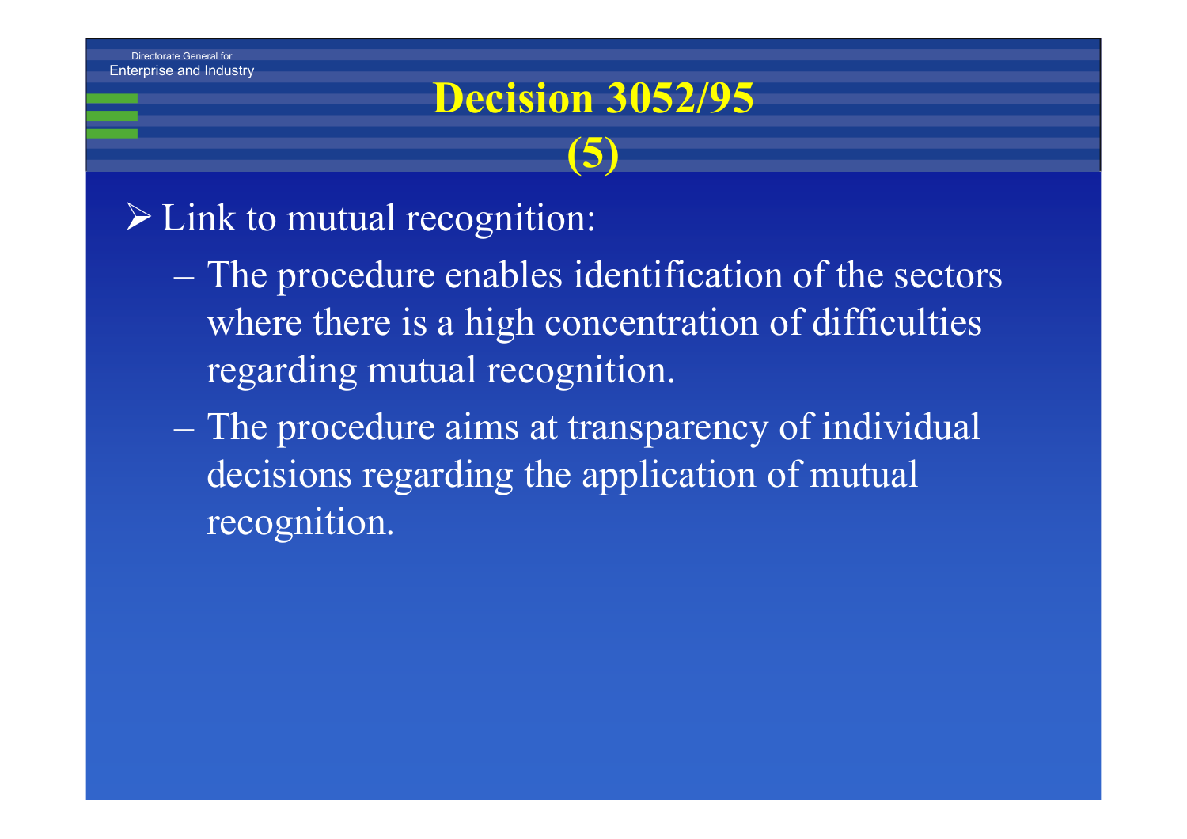# Decision 3052/95 (5)

- Link to mutual recognition:
  - The procedure enables identification of the sectors where there is a high concentration of difficulties regarding mutual recognition.
  - The procedure aims at transparency of individual decisions regarding the application of mutual recognition.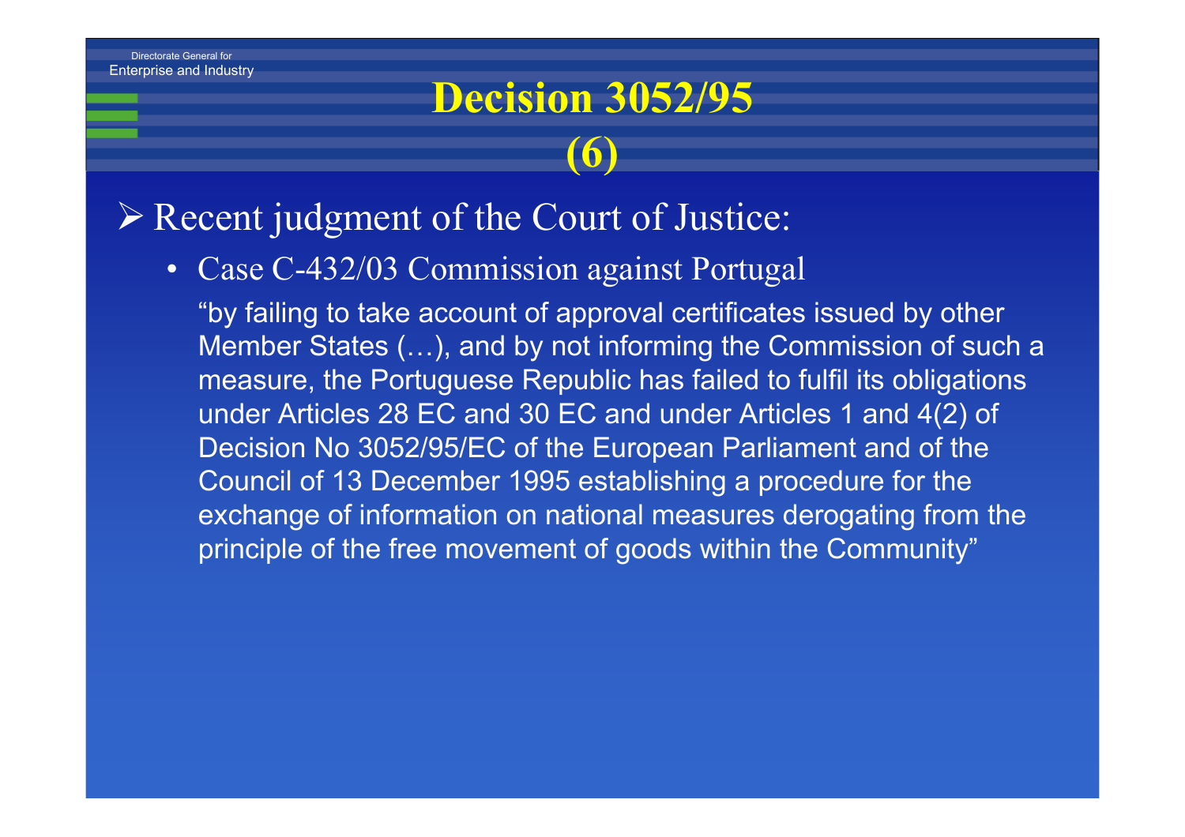# Decision 3052/95 (6)

- Recent judgment of the Court of Justice:
  - Case C-432/03 Commission against Portugal

    "by failing to take account of approval certificates issued by other Member States (…), and by not informing the Commission of such a measure, the Portuguese Republic has failed to fulfil its obligations under Articles 28 EC and 30 EC and under Articles 1 and 4(2) of Decision No 3052/95/EC of the European Parliament and of the Council of 13 December 1995 establishing a procedure for the exchange of information on national measures derogating from the principle of the free movement of goods within the Community"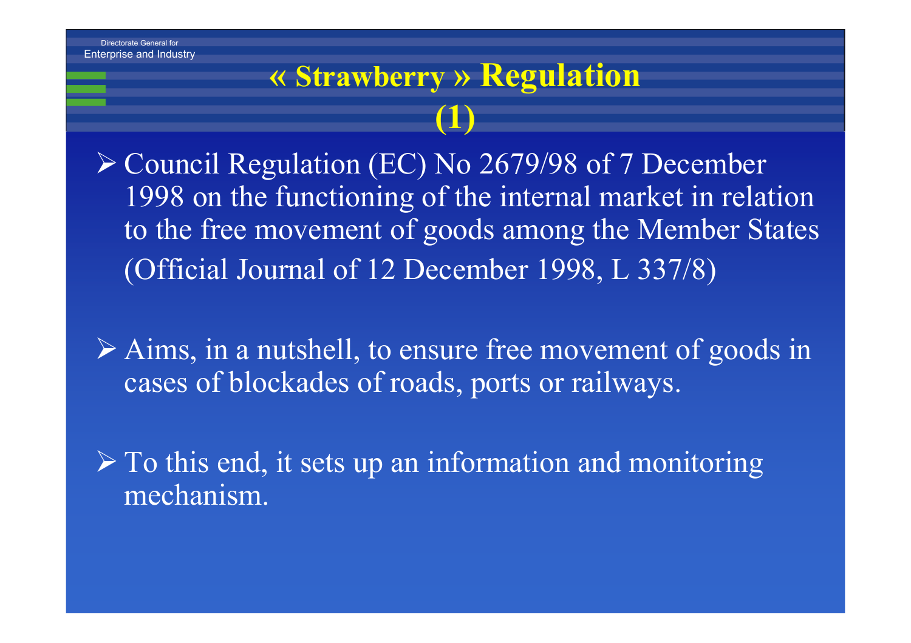# « Strawberry » Regulation (1)

- Council Regulation (EC) No 2679/98 of 7 December 1998 on the functioning of the internal market in relation to the free movement of goods among the Member States (Official Journal of 12 December 1998, L 337/8)

- Aims, in a nutshell, to ensure free movement of goods in cases of blockades of roads, ports or railways.

- To this end, it sets up an information and monitoring mechanism.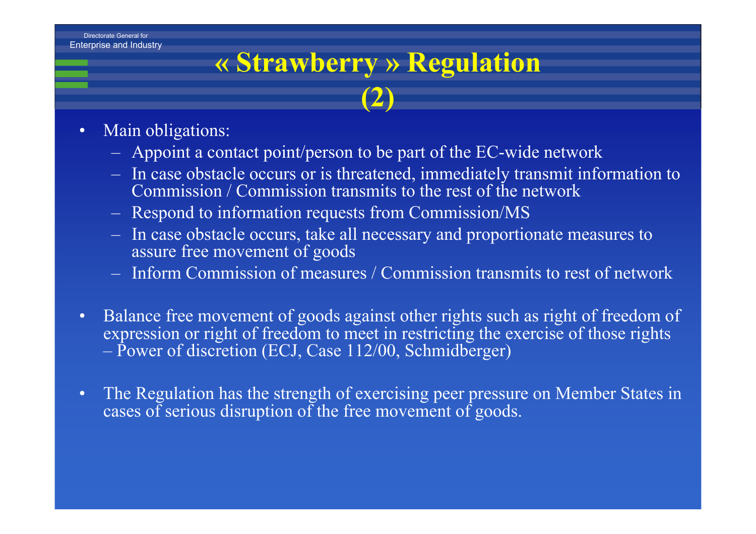# « Strawberry » Regulation (2)

- Main obligations:
  - Appoint a contact point/person to be part of the EC-wide network
  - In case obstacle occurs or is threatened, immediately transmit information to Commission / Commission transmits to the rest of the network
  - Respond to information requests from Commission/MS
  - In case obstacle occurs, take all necessary and proportionate measures to assure free movement of goods
  - Inform Commission of measures / Commission transmits to rest of network

- Balance free movement of goods against other rights such as right of freedom of expression or right of freedom to meet in restricting the exercise of those rights – Power of discretion (ECJ, Case 112/00, Schmidberger)

- The Regulation has the strength of exercising peer pressure on Member States in cases of serious disruption of the free movement of goods.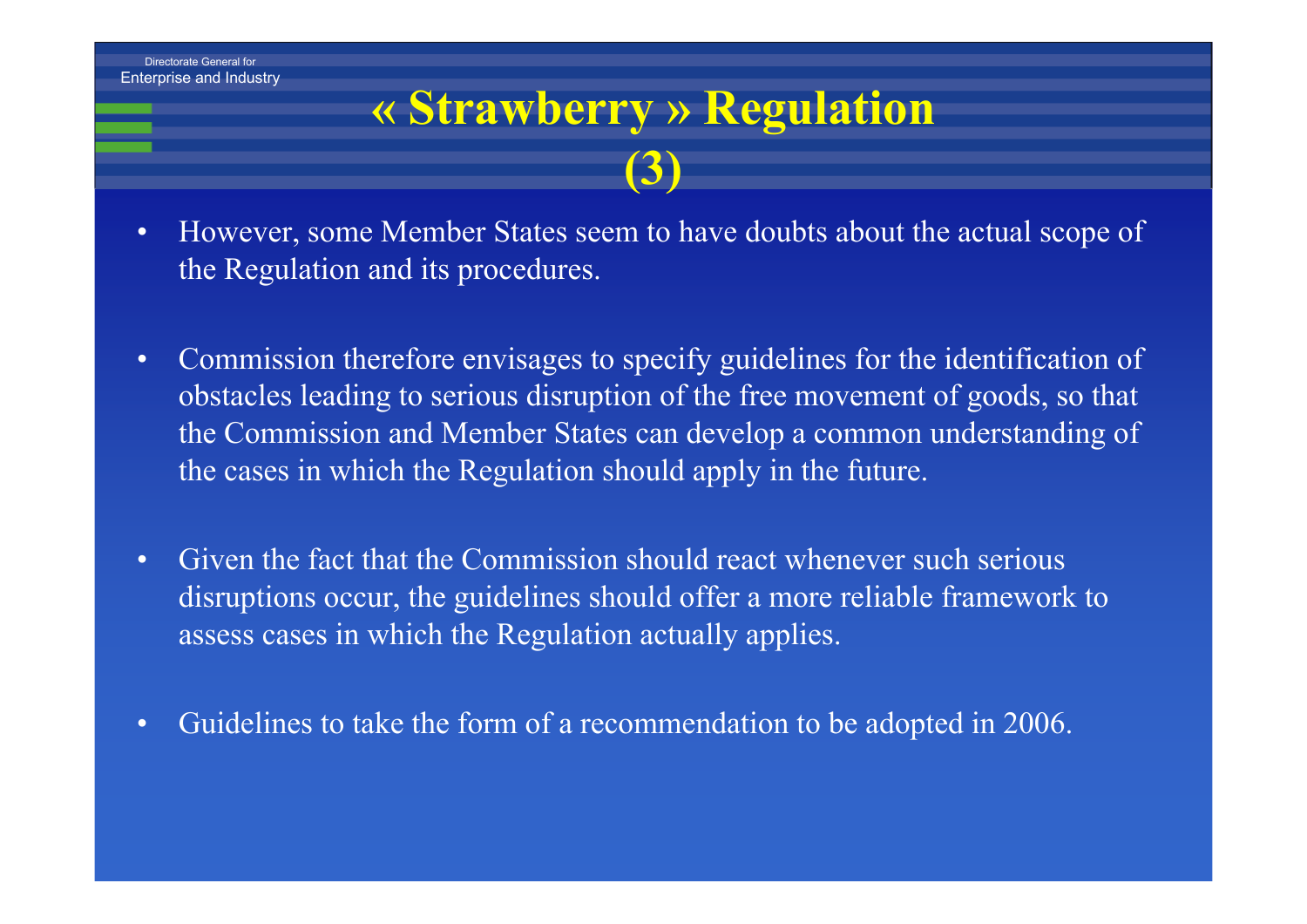# « Strawberry » Regulation (3)

- However, some Member States seem to have doubts about the actual scope of the Regulation and its procedures.
- Commission therefore envisages to specify guidelines for the identification of obstacles leading to serious disruption of the free movement of goods, so that the Commission and Member States can develop a common understanding of the cases in which the Regulation should apply in the future.
- Given the fact that the Commission should react whenever such serious disruptions occur, the guidelines should offer a more reliable framework to assess cases in which the Regulation actually applies.
- Guidelines to take the form of a recommendation to be adopted in 2006.